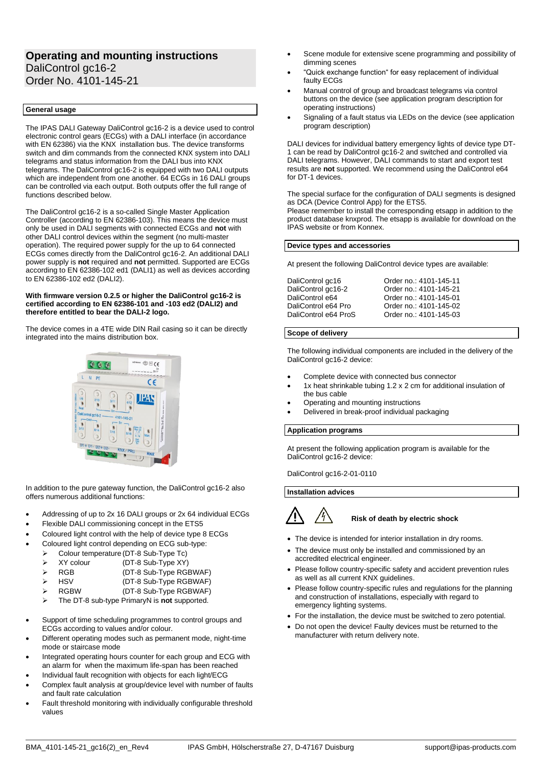# Operating and mounting instructions
DaliControl gc16-2
Order No. 4101-145-21

## General usage

The IPAS DALI Gateway DaliControl gc16-2 is a device used to control electronic control gears (ECGs) with a DALI interface (in accordance with EN 62386) via the KNX installation bus. The device transforms switch and dim commands from the connected KNX system into DALI telegrams and status information from the DALI bus into KNX telegrams. The DaliControl gc16-2 is equipped with two DALI outputs which are independent from one another. 64 ECGs in 16 DALI groups can be controlled via each output. Both outputs offer the full range of functions described below.

The DaliControl gc16-2 is a so-called Single Master Application Controller (according to EN 62386-103). This means the device must only be used in DALI segments with connected ECGs and **not** with other DALI control devices within the segment (no multi-master operation). The required power supply for the up to 64 connected ECGs comes directly from the DaliControl gc16-2. An additional DALI power supply is **not** required and **not** permitted. Supported are ECGs according to EN 62386-102 ed1 (DALI1) as well as devices according to EN 62386-102 ed2 (DALI2).

**With firmware version 0.2.5 or higher the DaliControl gc16-2 is certified according to EN 62386-101 and -103 ed2 (DALI2) and therefore entitled to bear the DALI-2 logo.**

The device comes in a 4TE wide DIN Rail casing so it can be directly integrated into the mains distribution box.

In addition to the pure gateway function, the DaliControl gc16-2 also offers numerous additional functions:

- Addressing of up to 2x 16 DALI groups or 2x 64 individual ECGs
- Flexible DALI commissioning concept in the ETS5
- Coloured light control with the help of device type 8 ECGs
- Coloured light control depending on ECG sub-type:
  - Colour temperature (DT-8 Sub-Type Tc)
  - XY colour (DT-8 Sub-Type XY)
  - RGB (DT-8 Sub-Type RGBWAF)
  - HSV (DT-8 Sub-Type RGBWAF)
  - RGBW (DT-8 Sub-Type RGBWAF)
  - The DT-8 sub-type PrimaryN is **not** supported.
- Support of time scheduling programmes to control groups and ECGs according to values and/or colour.
- Different operating modes such as permanent mode, night-time mode or staircase mode
- Integrated operating hours counter for each group and ECG with an alarm for when the maximum life-span has been reached
- Individual fault recognition with objects for each light/ECG
- Complex fault analysis at group/device level with number of faults and fault rate calculation
- Fault threshold monitoring with individually configurable threshold values
- Scene module for extensive scene programming and possibility of dimming scenes
- "Quick exchange function" for easy replacement of individual faulty ECGs
- Manual control of group and broadcast telegrams via control buttons on the device (see application program description for operating instructions)
- Signaling of a fault status via LEDs on the device (see application program description)

DALI devices for individual battery emergency lights of device type DT-1 can be read by DaliControl gc16-2 and switched and controlled via DALI telegrams. However, DALI commands to start and export test results are **not** supported. We recommend using the DaliControl e64 for DT-1 devices.

The special surface for the configuration of DALI segments is designed as DCA (Device Control App) for the ETS5.
Please remember to install the corresponding etsapp in addition to the product database knxprod. The etsapp is available for download on the IPAS website or from Konnex.

## Device types and accessories

At present the following DaliControl device types are available:

| | |
|---|---|
| DaliControl gc16 | Order no.: 4101-145-11 |
| DaliControl gc16-2 | Order no.: 4101-145-21 |
| DaliControl e64 | Order no.: 4101-145-01 |
| DaliControl e64 Pro | Order no.: 4101-145-02 |
| DaliControl e64 ProS | Order no.: 4101-145-03 |

## Scope of delivery

The following individual components are included in the delivery of the DaliControl gc16-2 device:

- Complete device with connected bus connector
- 1x heat shrinkable tubing 1.2 x 2 cm for additional insulation of the bus cable
- Operating and mounting instructions
- Delivered in break-proof individual packaging

## Application programs

At present the following application program is available for the DaliControl gc16-2 device:

DaliControl gc16-2-01-0110

## Installation advices

**Risk of death by electric shock**

- The device is intended for interior installation in dry rooms.
- The device must only be installed and commissioned by an accredited electrical engineer.
- Please follow country-specific safety and accident prevention rules as well as all current KNX guidelines.
- Please follow country-specific rules and regulations for the planning and construction of installations, especially with regard to emergency lighting systems.
- For the installation, the device must be switched to zero potential.
- Do not open the device! Faulty devices must be returned to the manufacturer with return delivery note.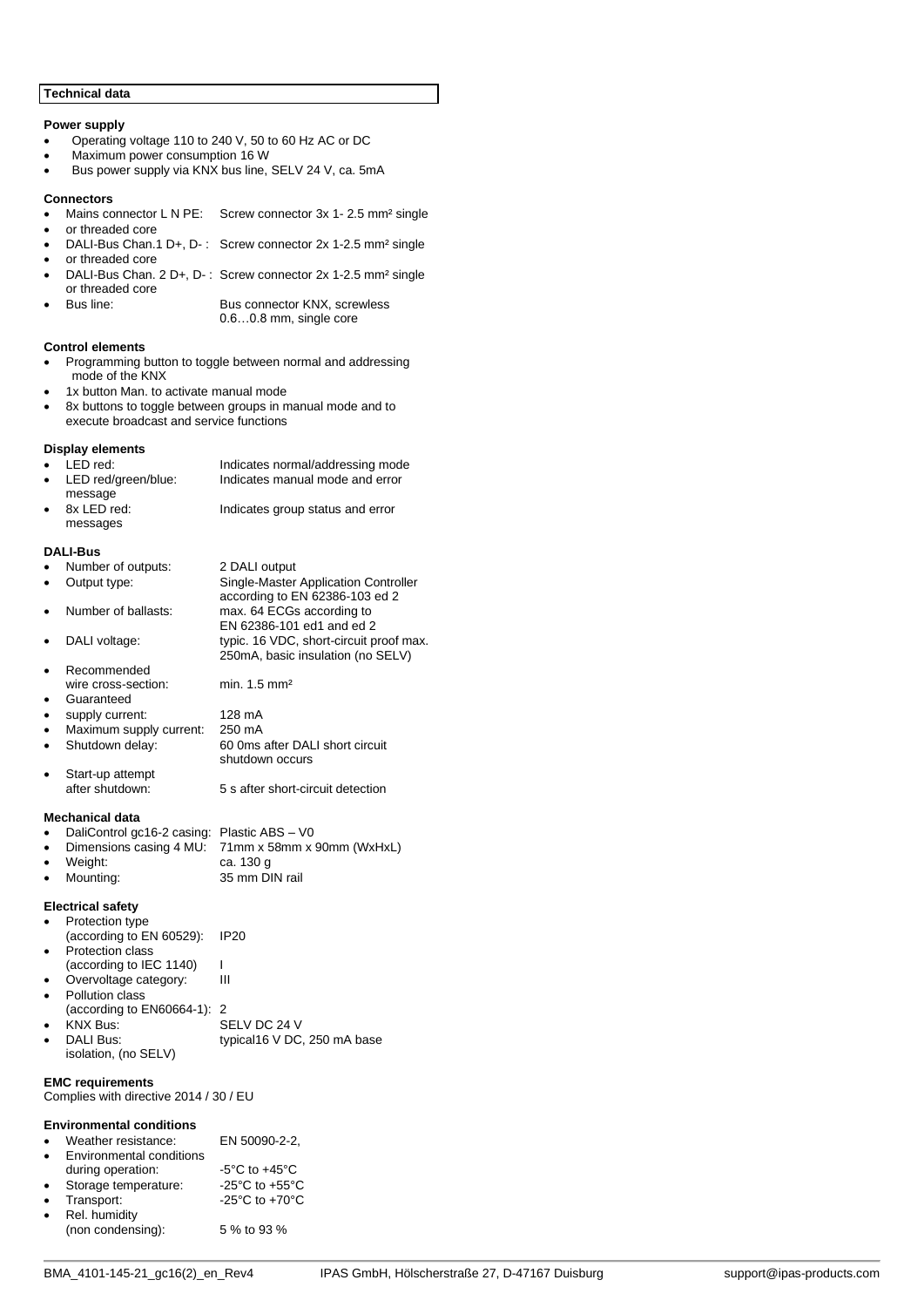## Technical data

### Power supply

- Operating voltage 110 to 240 V, 50 to 60 Hz AC or DC
- Maximum power consumption 16 W
- Bus power supply via KNX bus line, SELV 24 V, ca. 5mA

### Connectors

- Mains connector L N PE: Screw connector 3x 1- 2.5 mm² single
- or threaded core
- DALI-Bus Chan.1 D+, D- : Screw connector 2x 1-2.5 mm² single
- or threaded core
- DALI-Bus Chan. 2 D+, D- : Screw connector 2x 1-2.5 mm² single or threaded core
- Bus line: Bus connector KNX, screwless 0.6…0.8 mm, single core

### Control elements

- Programming button to toggle between normal and addressing mode of the KNX
- 1x button Man. to activate manual mode
- 8x buttons to toggle between groups in manual mode and to execute broadcast and service functions

### Display elements

- LED red: Indicates normal/addressing mode
- LED red/green/blue: Indicates manual mode and error message
- 8x LED red: Indicates group status and error messages

### DALI-Bus

- Number of outputs: 2 DALI output
- Output type: Single-Master Application Controller according to EN 62386-103 ed 2
- Number of ballasts: max. 64 ECGs according to EN 62386-101 ed1 and ed 2
- DALI voltage: typic. 16 VDC, short-circuit proof max. 250mA, basic insulation (no SELV)
- Recommended wire cross-section: min. 1.5 mm²
- Guaranteed
- supply current: 128 mA
- Maximum supply current: 250 mA
- Shutdown delay: 60 0ms after DALI short circuit shutdown occurs
- Start-up attempt after shutdown: 5 s after short-circuit detection

### Mechanical data

- DaliControl gc16-2 casing: Plastic ABS – V0
- Dimensions casing 4 MU: 71mm x 58mm x 90mm (WxHxL)
- Weight: ca. 130 g
- Mounting: 35 mm DIN rail

### Electrical safety

- Protection type (according to EN 60529): IP20
- Protection class (according to IEC 1140) I
- Overvoltage category: III
- Pollution class (according to EN60664-1): 2
- KNX Bus: SELV DC 24 V
- DALI Bus: typical16 V DC, 250 mA base isolation, (no SELV)

### EMC requirements

Complies with directive 2014 / 30 / EU

### Environmental conditions

- Weather resistance: EN 50090-2-2,
- Environmental conditions during operation: -5°C to +45°C
- Storage temperature: -25°C to +55°C
- Transport: -25°C to +70°C
- Rel. humidity (non condensing): 5 % to 93 %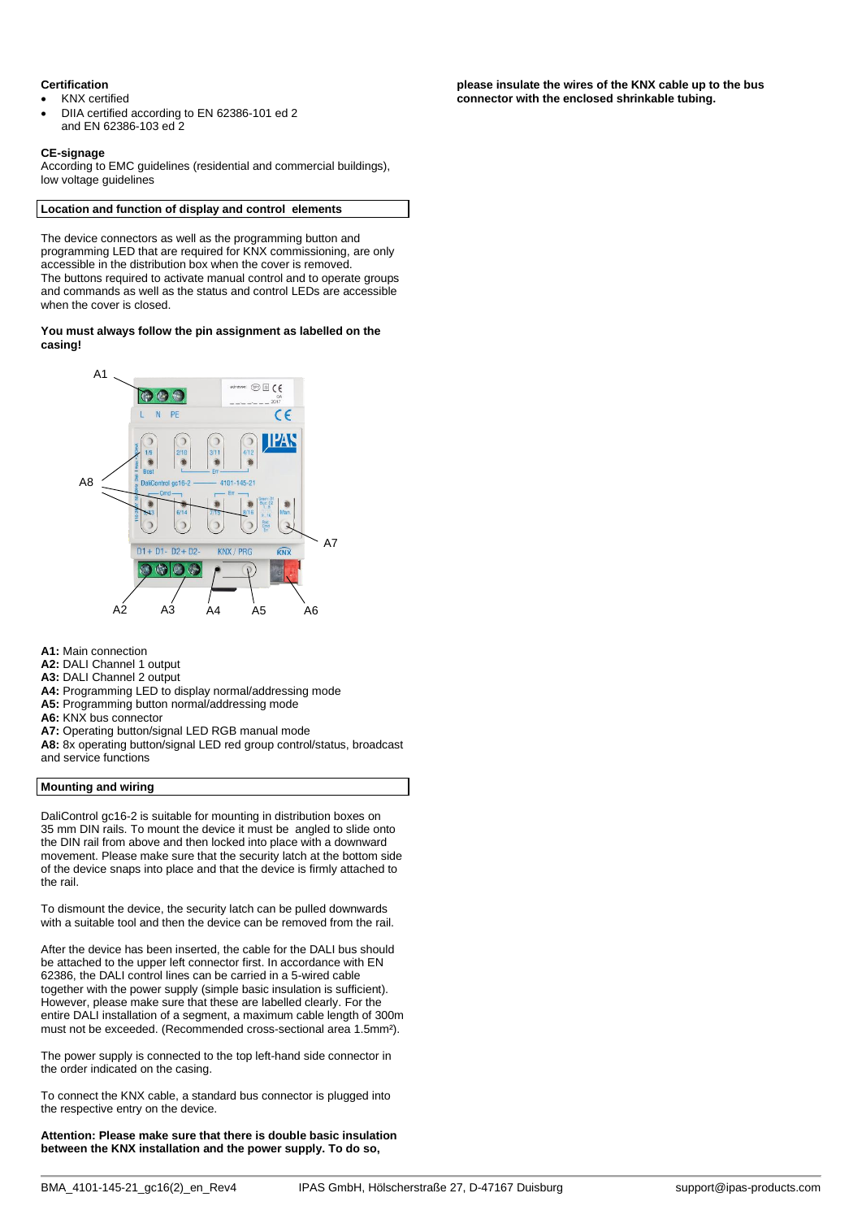**Certification**

- KNX certified
- DIIA certified according to EN 62386-101 ed 2 and EN 62386-103 ed 2

**CE-signage**

According to EMC guidelines (residential and commercial buildings), low voltage guidelines

## Location and function of display and control elements

The device connectors as well as the programming button and programming LED that are required for KNX commissioning, are only accessible in the distribution box when the cover is removed.
The buttons required to activate manual control and to operate groups and commands as well as the status and control LEDs are accessible when the cover is closed.

**You must always follow the pin assignment as labelled on the casing!**

A1
L N PE
1/9 2/10 3/11 4/12
Bcst Err
DaliControl gc16-2 4101-145-21
Cmd Err
5/13 6/14 7/15 8/16 Man.
A8
A7
D1+ D1- D2+ D2- KNX / PRG
A2 A3 A4 A5 A6

**A1:** Main connection
**A2:** DALI Channel 1 output
**A3:** DALI Channel 2 output
**A4:** Programming LED to display normal/addressing mode
**A5:** Programming button normal/addressing mode
**A6:** KNX bus connector
**A7:** Operating button/signal LED RGB manual mode
**A8:** 8x operating button/signal LED red group control/status, broadcast and service functions

## Mounting and wiring

DaliControl gc16-2 is suitable for mounting in distribution boxes on 35 mm DIN rails. To mount the device it must be angled to slide onto the DIN rail from above and then locked into place with a downward movement. Please make sure that the security latch at the bottom side of the device snaps into place and that the device is firmly attached to the rail.

To dismount the device, the security latch can be pulled downwards with a suitable tool and then the device can be removed from the rail.

After the device has been inserted, the cable for the DALI bus should be attached to the upper left connector first. In accordance with EN 62386, the DALI control lines can be carried in a 5-wired cable together with the power supply (simple basic insulation is sufficient). However, please make sure that these are labelled clearly. For the entire DALI installation of a segment, a maximum cable length of 300m must not be exceeded. (Recommended cross-sectional area 1.5mm²).

The power supply is connected to the top left-hand side connector in the order indicated on the casing.

To connect the KNX cable, a standard bus connector is plugged into the respective entry on the device.

**Attention: Please make sure that there is double basic insulation between the KNX installation and the power supply. To do so, please insulate the wires of the KNX cable up to the bus connector with the enclosed shrinkable tubing.**